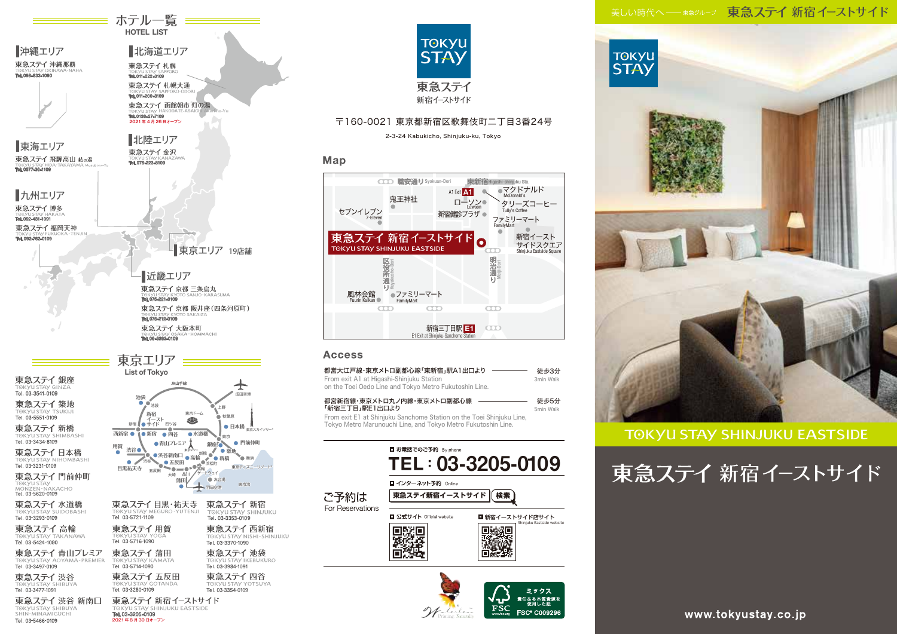# ホテル一覧
HOTEL LIST

## 沖縄エリア

東急ステイ 沖縄那覇
TOKYU STAY OKINAWA-NAHA
Tel. 098-833-1090

## 北海道エリア

東急ステイ 札幌
TOKYU STAY SAPPORO
Tel. 011-222-0109

東急ステイ 札幌大通
TOKYU STAY SAPPORO-ODORI
Tel. 011-200-3109

東急ステイ 函館朝市 灯の湯
TOKYU STAY HAKODATE-ASAICHI Akari-no-Yu
Tel. 0138-27-7109
2021年4月26日オープン

## 東海エリア

東急ステイ 飛騨高山 結の湯
TOKYU STAY HIDA-TAKAYAMA Musubi-no-Yu
Tel. 0577-36-1109

## 北陸エリア

東急ステイ 金沢
TOKYU STAY KANAZAWA
Tel. 076-223-8109

## 九州エリア

東急ステイ 博多
TOKYU STAY HAKATA
Tel. 092-431-1091

東急ステイ 福岡天神
TOKYU STAY FUKUOKA-TENJIN
Tel. 092-762-0109

## 東京エリア 19店舗

## 近畿エリア

東急ステイ 京都 三条烏丸
TOKYU STAY KYOTO SANJO-KARASUMA
Tel. 075-221-0109

東急ステイ 京都 両替町（四条河原町）
TOKYU STAY KYOTO SAKAIZA
Tel. 075-212-0109

東急ステイ 大阪本町
TOKYU STAY OSAKA-HOMMACHI
Tel. 06-6262-0109

# 東京エリア
List of Tokyo

東急ステイ 銀座
TOKYU STAY GINZA
Tel. 03-3541-0109

東急ステイ 築地
TOKYU STAY TSUKIJI
Tel. 03-5551-0109

東急ステイ 新橋
TOKYU STAY SHIMBASHI
Tel. 03-3434-8109

東急ステイ 日本橋
TOKYU STAY NIHOMBASHI
Tel. 03-3231-0109

東急ステイ 門前仲町
TOKYU STAY MONZEN-NAKACHO
Tel. 03-5620-0109

東急ステイ 水道橋
TOKYU STAY SUIDOBASHI
Tel. 03-3293-0109

東急ステイ 高輪
TOKYU STAY TAKANAWA
Tel. 03-5424-1090

東急ステイ 青山プレミア
TOKYU STAY AOYAMA-PREMIER
Tel. 03-3497-0109

東急ステイ 渋谷
TOKYU STAY SHIBUYA
Tel. 03-3477-1091

東急ステイ 渋谷 新南口
TOKYU STAY SHIBUYA SHIN-MINAMIGUCHI
Tel. 03-5466-0109

東急ステイ 目黒・祐天寺
TOKYU STAY MEGURO-YUTENJI
Tel. 03-5721-1109

東急ステイ 用賀
TOKYU STAY YOGA
Tel. 03-5716-1090

東急ステイ 蒲田
TOKYU STAY KAMATA
Tel. 03-5714-0109

東急ステイ 五反田
TOKYU STAY GOTANDA
Tel. 03-3280-0109

東急ステイ 新宿イーストサイド
TOKYU STAY SHINJUKU EASTSIDE
Tel. 03-3205-0109
2021年8月30日オープン

東急ステイ 新宿
TOKYU STAY SHINJUKU
Tel. 03-3353-0109

東急ステイ 西新宿
TOKYU STAY NISHI-SHINJUKU
Tel. 03-3370-1090

東急ステイ 池袋
TOKYU STAY IKEBUKURO
Tel. 03-3984-1091

東急ステイ 四谷
TOKYU STAY YOTSUYA
Tel. 03-3354-0109

---

TOKYU STAY
東急ステイ
新宿イーストサイド

〒160-0021 東京都新宿区歌舞伎町二丁目3番24号
2-3-24 Kabukicho, Shinjuku-ku, Tokyo

## Map

## Access

都営大江戸線・東京メトロ副都心線「東新宿」駅A1出口より ― 徒歩3分
From exit A1 at Higashi-Shinjuku Station on the Toei Oedo Line and Tokyo Metro Fukutoshin Line. ― 3min Walk

都営新宿線・東京メトロ丸ノ内線・東京メトロ副都心線「新宿三丁目」駅E1出口より ― 徒歩5分
From exit E1 at Shinjuku Sanchome Station on the Toei Shinjuku Line, Tokyo Metro Marunouchi Line, and Tokyo Metro Fukutoshin Line. ― 5min Walk

## ご予約は
For Reservations

お電話でのご予約 By phone
**TEL：03-3205-0109**

インターネット予約 Online
東急ステイ新宿イーストサイド 検索

公式サイト Official website

新宿イーストサイド店サイト Shinjuku Eastside website

FSC® C009296

---

美しい時代へ ―― 東急グループ　東急ステイ 新宿イーストサイド

TOKYU STAY SHINJUKU EASTSIDE

# 東急ステイ 新宿イーストサイド

www.tokyustay.co.jp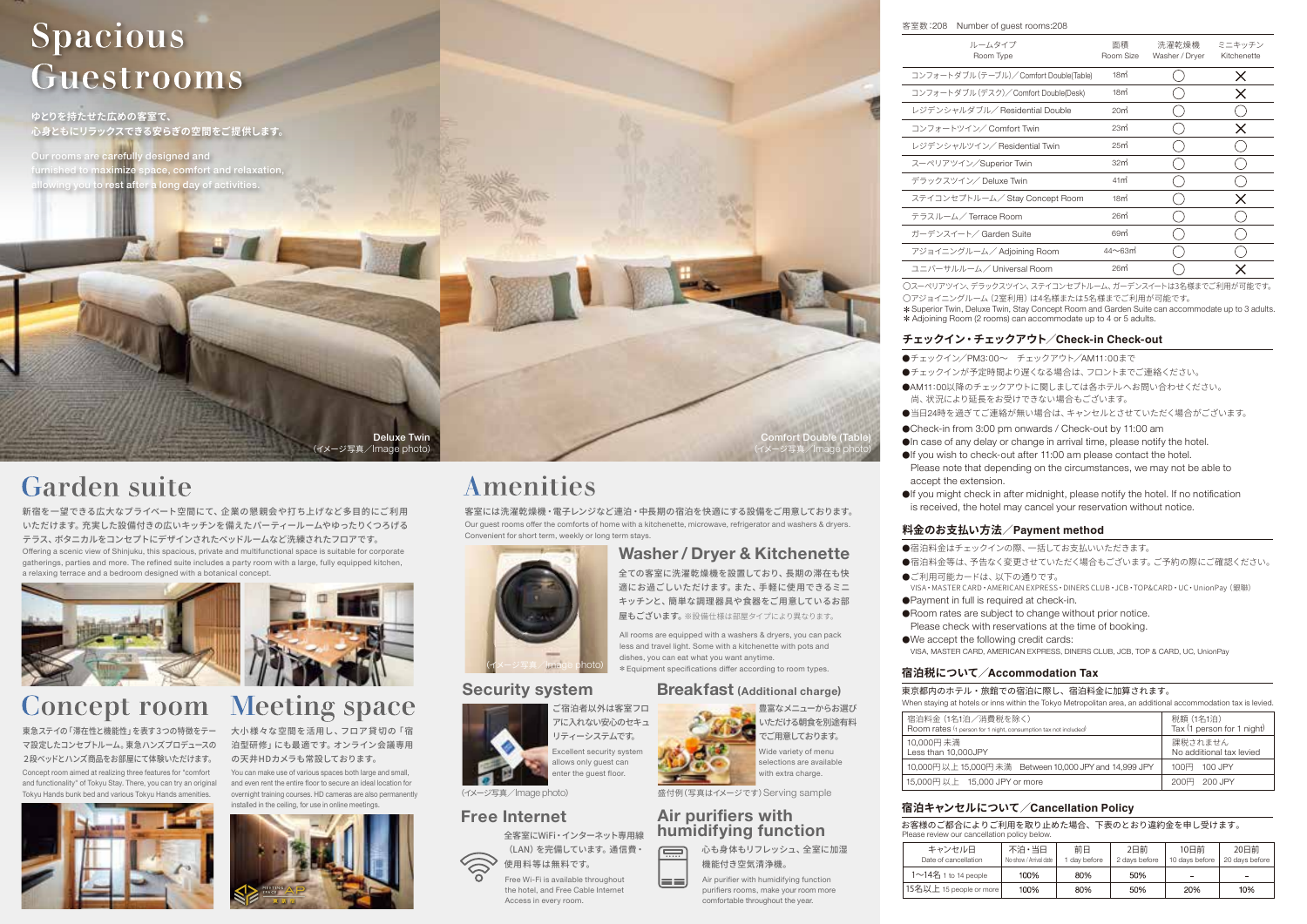# Spacious Guestrooms

ゆとりを持たせた広めの客室で、
心身ともにリラックスできる安らぎの空間をご提供します。

Our rooms are carefully designed and furnished to maximize space, comfort and relaxation, allowing you to rest after a long day of activities.

Deluxe Twin
(イメージ写真／Image photo)

Comfort Double (Table)
(イメージ写真／Image photo)

## Garden suite

新宿を一望できる広大なプライベート空間にて、企業の懇親会や打ち上げなど多目的にご利用いただけます。充実した設備付きの広いキッチンを備えたパーティールームやゆったりくつろげるテラス、ボタニカルをコンセプトにデザインされたベッドルームなど洗練されたフロアです。

Offering a scenic view of Shinjuku, this spacious, private and multifunctional space is suitable for corporate gatherings, parties and more. The refined suite includes a party room with a large, fully equipped kitchen, a relaxing terrace and a bedroom designed with a botanical concept.

## Concept room

東急ステイの「滞在性と機能性」を表す3つの特徴をテーマ設定したコンセプトルーム。東急ハンズプロデュースの2段ベッドとハンズ商品をお部屋にて体験いただけます。

Concept room aimed at realizing three features for "comfort and functionality" of Tokyu Stay. There, you can try an original Tokyu Hands bunk bed and various Tokyu Hands amenities.

## Meeting space

大小様々な空間を活用し、フロア貸切の「宿泊型研修」にも最適です。オンライン会議専用の天井HDカメラも常設しております。

You can make use of various spaces both large and small, and even rent the entire floor to secure an ideal location for overnight training courses. HD cameras are also permanently installed in the ceiling, for use in online meetings.

## Amenities

客室には洗濯乾燥機・電子レンジなど連泊・中長期の宿泊を快適にする設備をご用意しております。
Our guest rooms offer the comforts of home with a kitchenette, microwave, refrigerator and washers & dryers. Convenient for short term, weekly or long term stays.

### Washer / Dryer & Kitchenette

全ての客室に洗濯乾燥機を設置しており、長期の滞在も快適にお過ごしいただけます。また、手軽に使用できるミニキッチンと、簡単な調理器具や食器をご用意しているお部屋もございます。※設備仕様は部屋タイプにより異なります。

All rooms are equipped with a washers & dryers, you can pack less and travel light. Some with a kitchenette with pots and dishes, you can eat what you want anytime.
＊Equipment specifications differ according to room types.

(イメージ写真／Image photo)

### Security system

ご宿泊者以外は客室フロアに入れない安心のセキュリティーシステムです。

Excellent security system allows only guest can enter the guest floor.

(イメージ写真／Image photo)

### Breakfast (Additional charge)

豊富なメニューからお選びいただける朝食を別途有料でご用意しております。

Wide variety of menu selections are available with extra charge.

盛付例(写真はイメージです) Serving sample

### Free Internet

全客室にWiFi・インターネット専用線（LAN）を完備しています。通信費・使用料等は無料です。

Free Wi-Fi is available throughout the hotel, and Free Cable Internet Access in every room.

### Air purifiers with humidifying function

心も身体もリフレッシュ、全室に加湿機能付き空気清浄機。

Air purifier with humidifying function purifiers rooms, make your room more comfortable throughout the year.

客室数：208　Number of guest rooms:208

| ルームタイプ Room Type | 面積 Room Size | 洗濯乾燥機 Washer / Dryer | ミニキッチン Kitchenette |
|---|---|---|---|
| コンフォートダブル（テーブル）／Comfort Double(Table) | 18㎡ | ◯ | ✕ |
| コンフォートダブル（デスク）／Comfort Double(Desk) | 18㎡ | ◯ | ✕ |
| レジデンシャルダブル／Residential Double | 20㎡ | ◯ | ◯ |
| コンフォートツイン／Comfort Twin | 23㎡ | ◯ | ✕ |
| レジデンシャルツイン／Residential Twin | 25㎡ | ◯ | ◯ |
| スーペリアツイン／Superior Twin | 32㎡ | ◯ | ◯ |
| デラックスツイン／Deluxe Twin | 41㎡ | ◯ | ◯ |
| ステイコンセプトルーム／Stay Concept Room | 18㎡ | ◯ | ✕ |
| テラスルーム／Terrace Room | 26㎡ | ◯ | ◯ |
| ガーデンスイート／Garden Suite | 69㎡ | ◯ | ◯ |
| アジョイニングルーム／Adjoining Room | 44〜63㎡ | ◯ | ◯ |
| ユニバーサルルーム／Universal Room | 26㎡ | ◯ | ✕ |

〇スーペリアツイン、デラックスツイン、ステイコンセプトルーム、ガーデンスイートは3名様までご利用が可能です。
〇アジョイニングルーム（2室利用）は4名様または5名様までご利用が可能です。
＊Superior Twin, Deluxe Twin, Stay Concept Room and Garden Suite can accommodate up to 3 adults.
＊Adjoining Room (2 rooms) can accommodate up to 4 or 5 adults.

## チェックイン・チェックアウト／Check-in Check-out

- チェックイン／PM3:00〜　チェックアウト／AM11:00まで
- チェックインが予定時間より遅くなる場合は、フロントまでご連絡ください。
- AM11:00以降のチェックアウトに関しましては各ホテルへお問い合わせください。
  尚、状況により延長をお受けできない場合もございます。
- 当日24時を過ぎてご連絡が無い場合は、キャンセルとさせていただく場合がございます。
- Check-in from 3:00 pm onwards / Check-out by 11:00 am
- In case of any delay or change in arrival time, please notify the hotel.
- If you wish to check-out after 11:00 am please contact the hotel.
  Please note that depending on the circumstances, we may not be able to accept the extension.
- If you might check in after midnight, please notify the hotel. If no notification is received, the hotel may cancel your reservation without notice.

## 料金のお支払い方法／Payment method

- 宿泊料金はチェックインの際、一括してお支払いいただきます。
- 宿泊料金等は、予告なく変更させていただく場合もございます。ご予約の際にご確認ください。
- ご利用可能カードは、以下の通りです。
  VISA・MASTER CARD・AMERICAN EXPRESS・DINERS CLUB・JCB・TOP&CARD・UC・UnionPay（銀聯）
- Payment in full is required at check-in.
- Room rates are subject to change without prior notice.
  Please check with reservations at the time of booking.
- We accept the following credit cards:
  VISA, MASTER CARD, AMERICAN EXPRESS, DINERS CLUB, JCB, TOP & CARD, UC, UnionPay

## 宿泊税について／Accommodation Tax

東京都内のホテル・旅館での宿泊に際し、宿泊料金に加算されます。
When staying at hotels or inns within the Tokyo Metropolitan area, an additional accommodation tax is levied.

| 宿泊料金（1名1泊／消費税を除く） Room rates (1 person for 1 night, consumption tax not included) | 税額（1名1泊） Tax (1 person for 1 night) |
|---|---|
| 10,000円未満 Less than 10,000JPY | 課税されません No additional tax levied |
| 10,000円以上 15,000円未満　Between 10,000 JPY and 14,999 JPY | 100円　100 JPY |
| 15,000円以上　15,000 JPY or more | 200円　200 JPY |

## 宿泊キャンセルについて／Cancellation Policy

お客様のご都合によりご利用を取り止めた場合、下表のとおり違約金を申し受けます。
Please review our cancellation policy below.

| キャンセル日 Date of cancellation | 不泊・当日 No-show / Arrival date | 前日 1 day before | 2日前 2 days before | 10日前 10 days before | 20日前 20 days before |
|---|---|---|---|---|---|
| 1〜14名 1 to 14 people | 100% | 80% | 50% | − | − |
| 15名以上 15 people or more | 100% | 80% | 50% | 20% | 10% |